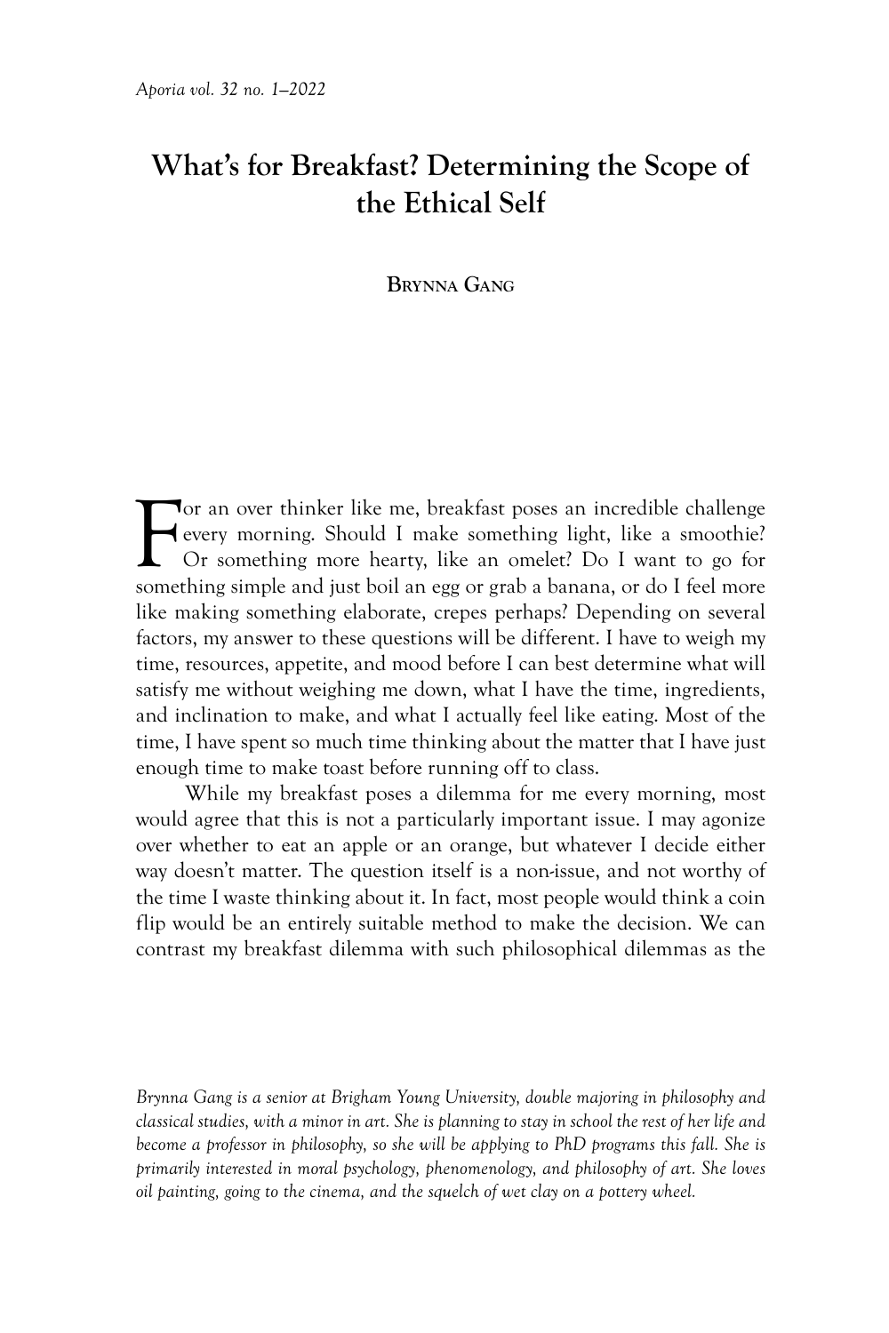# What's for Breakfast? Determining the Scope of the Ethical Self

**Brynna Gang**

For an over thinker like me, breakfast poses an incredible challenge every morning. Should I make something light, like a smoothie? Or something more hearty, like an omelet? Do I want to go for something simple and just boil an egg or grab a banana, or do I feel more like making something elaborate, crepes perhaps? Depending on several factors, my answer to these questions will be different. I have to weigh my time, resources, appetite, and mood before I can best determine what will satisfy me without weighing me down, what I have the time, ingredients, and inclination to make, and what I actually feel like eating. Most of the time, I have spent so much time thinking about the matter that I have just enough time to make toast before running off to class.

While my breakfast poses a dilemma for me every morning, most would agree that this is not a particularly important issue. I may agonize over whether to eat an apple or an orange, but whatever I decide either way doesn't matter. The question itself is a non-issue, and not worthy of the time I waste thinking about it. In fact, most people would think a coin flip would be an entirely suitable method to make the decision. We can contrast my breakfast dilemma with such philosophical dilemmas as the

*Brynna Gang is a senior at Brigham Young University, double majoring in philosophy and classical studies, with a minor in art. She is planning to stay in school the rest of her life and become a professor in philosophy, so she will be applying to PhD programs this fall. She is primarily interested in moral psychology, phenomenology, and philosophy of art. She loves oil painting, going to the cinema, and the squelch of wet clay on a pottery wheel.*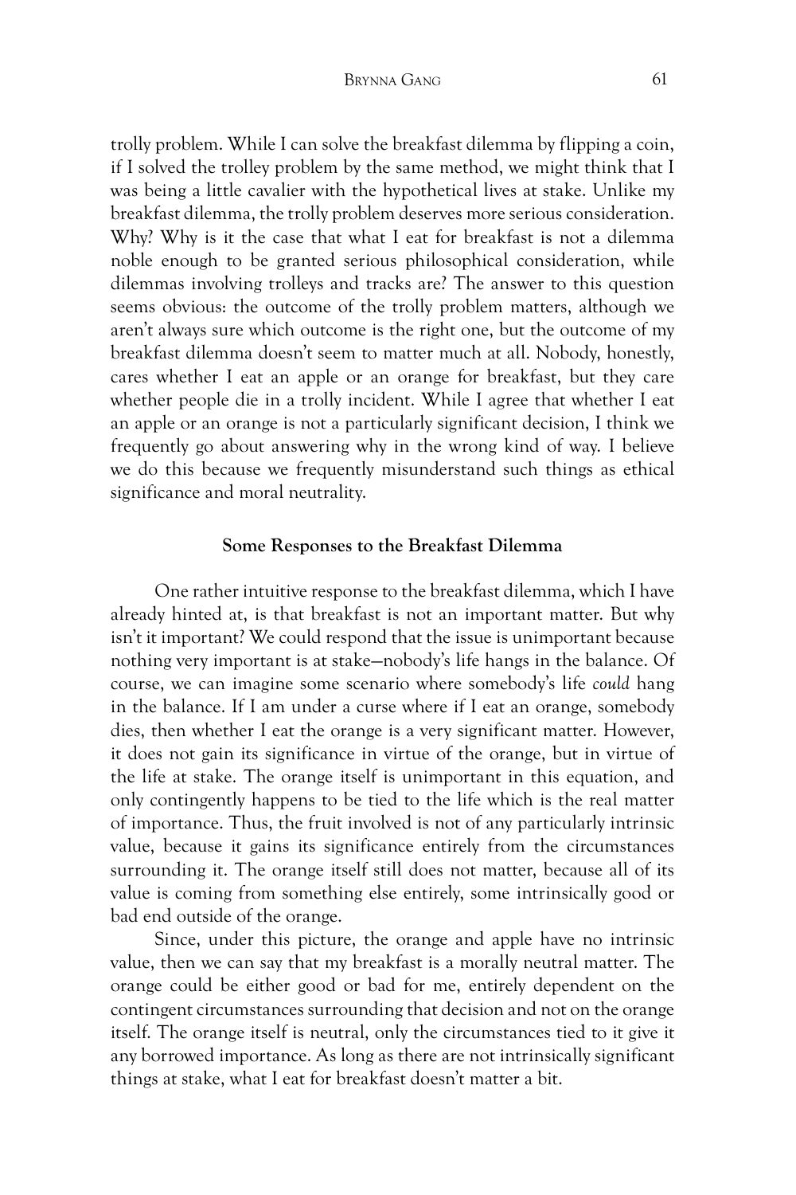trolly problem. While I can solve the breakfast dilemma by flipping a coin, if I solved the trolley problem by the same method, we might think that I was being a little cavalier with the hypothetical lives at stake. Unlike my breakfast dilemma, the trolly problem deserves more serious consideration. Why? Why is it the case that what I eat for breakfast is not a dilemma noble enough to be granted serious philosophical consideration, while dilemmas involving trolleys and tracks are? The answer to this question seems obvious: the outcome of the trolly problem matters, although we aren't always sure which outcome is the right one, but the outcome of my breakfast dilemma doesn't seem to matter much at all. Nobody, honestly, cares whether I eat an apple or an orange for breakfast, but they care whether people die in a trolly incident. While I agree that whether I eat an apple or an orange is not a particularly significant decision, I think we frequently go about answering why in the wrong kind of way. I believe we do this because we frequently misunderstand such things as ethical significance and moral neutrality.

## Some Responses to the Breakfast Dilemma

One rather intuitive response to the breakfast dilemma, which I have already hinted at, is that breakfast is not an important matter. But why isn't it important? We could respond that the issue is unimportant because nothing very important is at stake—nobody's life hangs in the balance. Of course, we can imagine some scenario where somebody's life *could* hang in the balance. If I am under a curse where if I eat an orange, somebody dies, then whether I eat the orange is a very significant matter. However, it does not gain its significance in virtue of the orange, but in virtue of the life at stake. The orange itself is unimportant in this equation, and only contingently happens to be tied to the life which is the real matter of importance. Thus, the fruit involved is not of any particularly intrinsic value, because it gains its significance entirely from the circumstances surrounding it. The orange itself still does not matter, because all of its value is coming from something else entirely, some intrinsically good or bad end outside of the orange.

Since, under this picture, the orange and apple have no intrinsic value, then we can say that my breakfast is a morally neutral matter. The orange could be either good or bad for me, entirely dependent on the contingent circumstances surrounding that decision and not on the orange itself. The orange itself is neutral, only the circumstances tied to it give it any borrowed importance. As long as there are not intrinsically significant things at stake, what I eat for breakfast doesn't matter a bit.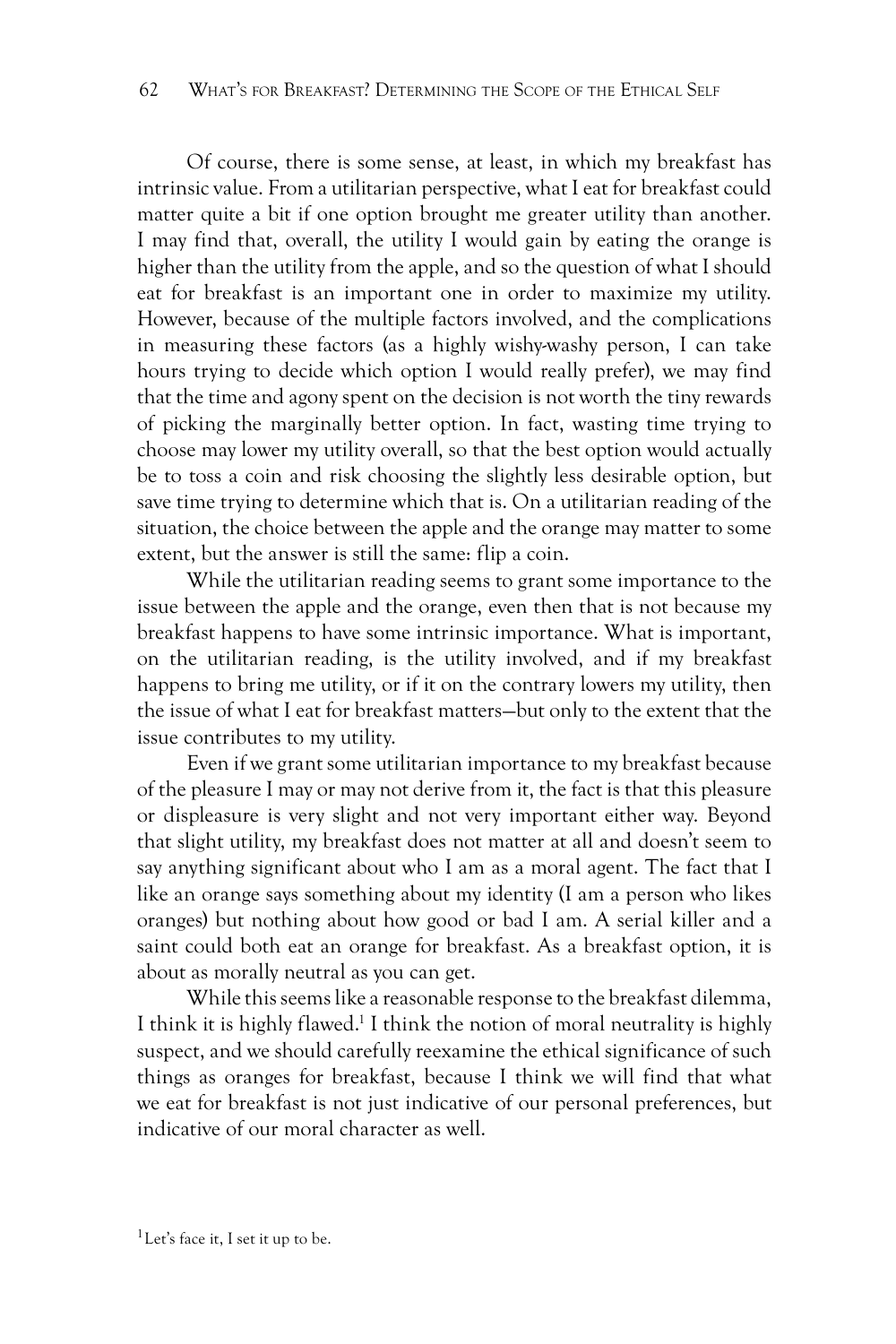Of course, there is some sense, at least, in which my breakfast has intrinsic value. From a utilitarian perspective, what I eat for breakfast could matter quite a bit if one option brought me greater utility than another. I may find that, overall, the utility I would gain by eating the orange is higher than the utility from the apple, and so the question of what I should eat for breakfast is an important one in order to maximize my utility. However, because of the multiple factors involved, and the complications in measuring these factors (as a highly wishy-washy person, I can take hours trying to decide which option I would really prefer), we may find that the time and agony spent on the decision is not worth the tiny rewards of picking the marginally better option. In fact, wasting time trying to choose may lower my utility overall, so that the best option would actually be to toss a coin and risk choosing the slightly less desirable option, but save time trying to determine which that is. On a utilitarian reading of the situation, the choice between the apple and the orange may matter to some extent, but the answer is still the same: flip a coin.

While the utilitarian reading seems to grant some importance to the issue between the apple and the orange, even then that is not because my breakfast happens to have some intrinsic importance. What is important, on the utilitarian reading, is the utility involved, and if my breakfast happens to bring me utility, or if it on the contrary lowers my utility, then the issue of what I eat for breakfast matters—but only to the extent that the issue contributes to my utility.

Even if we grant some utilitarian importance to my breakfast because of the pleasure I may or may not derive from it, the fact is that this pleasure or displeasure is very slight and not very important either way. Beyond that slight utility, my breakfast does not matter at all and doesn't seem to say anything significant about who I am as a moral agent. The fact that I like an orange says something about my identity (I am a person who likes oranges) but nothing about how good or bad I am. A serial killer and a saint could both eat an orange for breakfast. As a breakfast option, it is about as morally neutral as you can get.

While this seems like a reasonable response to the breakfast dilemma, I think it is highly flawed.[1] I think the notion of moral neutrality is highly suspect, and we should carefully reexamine the ethical significance of such things as oranges for breakfast, because I think we will find that what we eat for breakfast is not just indicative of our personal preferences, but indicative of our moral character as well.

[1] Let's face it, I set it up to be.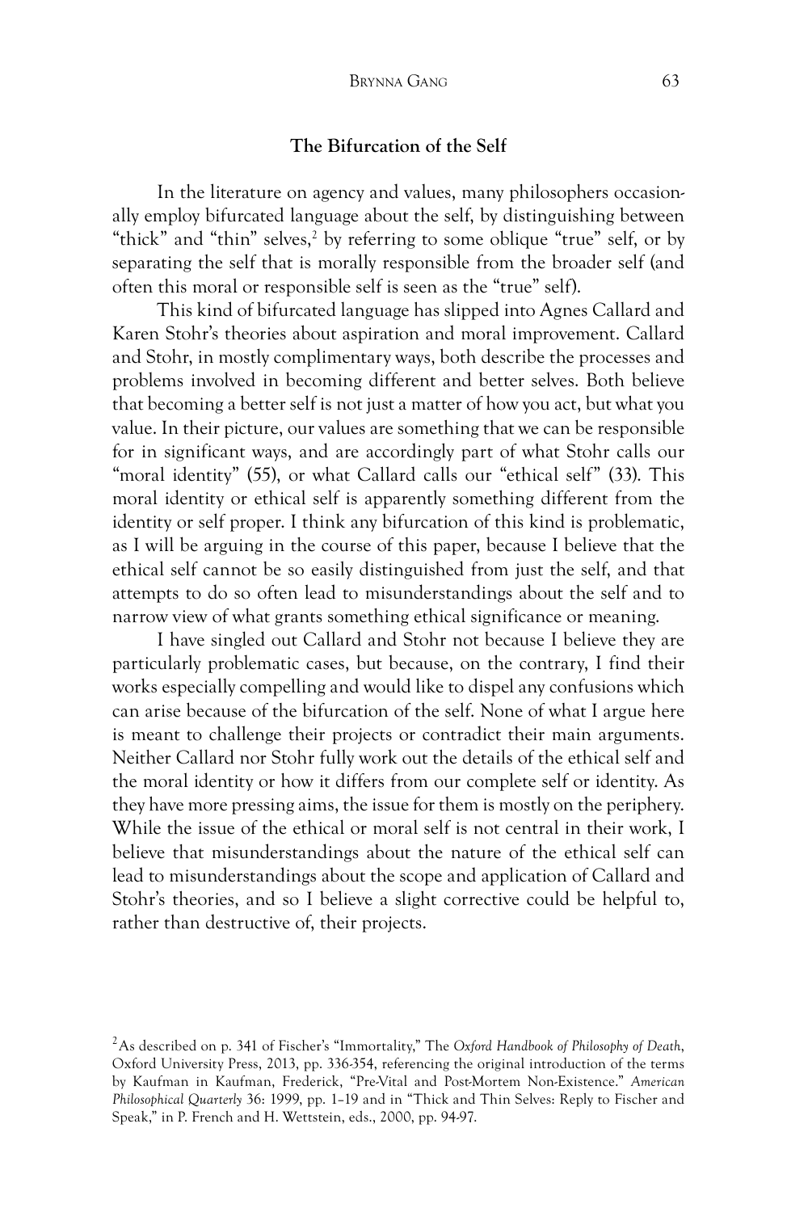## The Bifurcation of the Self

In the literature on agency and values, many philosophers occasionally employ bifurcated language about the self, by distinguishing between "thick" and "thin" selves,[2] by referring to some oblique "true" self, or by separating the self that is morally responsible from the broader self (and often this moral or responsible self is seen as the "true" self).

This kind of bifurcated language has slipped into Agnes Callard and Karen Stohr's theories about aspiration and moral improvement. Callard and Stohr, in mostly complimentary ways, both describe the processes and problems involved in becoming different and better selves. Both believe that becoming a better self is not just a matter of how you act, but what you value. In their picture, our values are something that we can be responsible for in significant ways, and are accordingly part of what Stohr calls our "moral identity" (55), or what Callard calls our "ethical self" (33). This moral identity or ethical self is apparently something different from the identity or self proper. I think any bifurcation of this kind is problematic, as I will be arguing in the course of this paper, because I believe that the ethical self cannot be so easily distinguished from just the self, and that attempts to do so often lead to misunderstandings about the self and to narrow view of what grants something ethical significance or meaning.

I have singled out Callard and Stohr not because I believe they are particularly problematic cases, but because, on the contrary, I find their works especially compelling and would like to dispel any confusions which can arise because of the bifurcation of the self. None of what I argue here is meant to challenge their projects or contradict their main arguments. Neither Callard nor Stohr fully work out the details of the ethical self and the moral identity or how it differs from our complete self or identity. As they have more pressing aims, the issue for them is mostly on the periphery. While the issue of the ethical or moral self is not central in their work, I believe that misunderstandings about the nature of the ethical self can lead to misunderstandings about the scope and application of Callard and Stohr's theories, and so I believe a slight corrective could be helpful to, rather than destructive of, their projects.

[2] As described on p. 341 of Fischer's "Immortality," The *Oxford Handbook of Philosophy of Death*, Oxford University Press, 2013, pp. 336-354, referencing the original introduction of the terms by Kaufman in Kaufman, Frederick, "Pre-Vital and Post-Mortem Non-Existence." *American Philosophical Quarterly* 36: 1999, pp. 1–19 and in "Thick and Thin Selves: Reply to Fischer and Speak," in P. French and H. Wettstein, eds., 2000, pp. 94-97.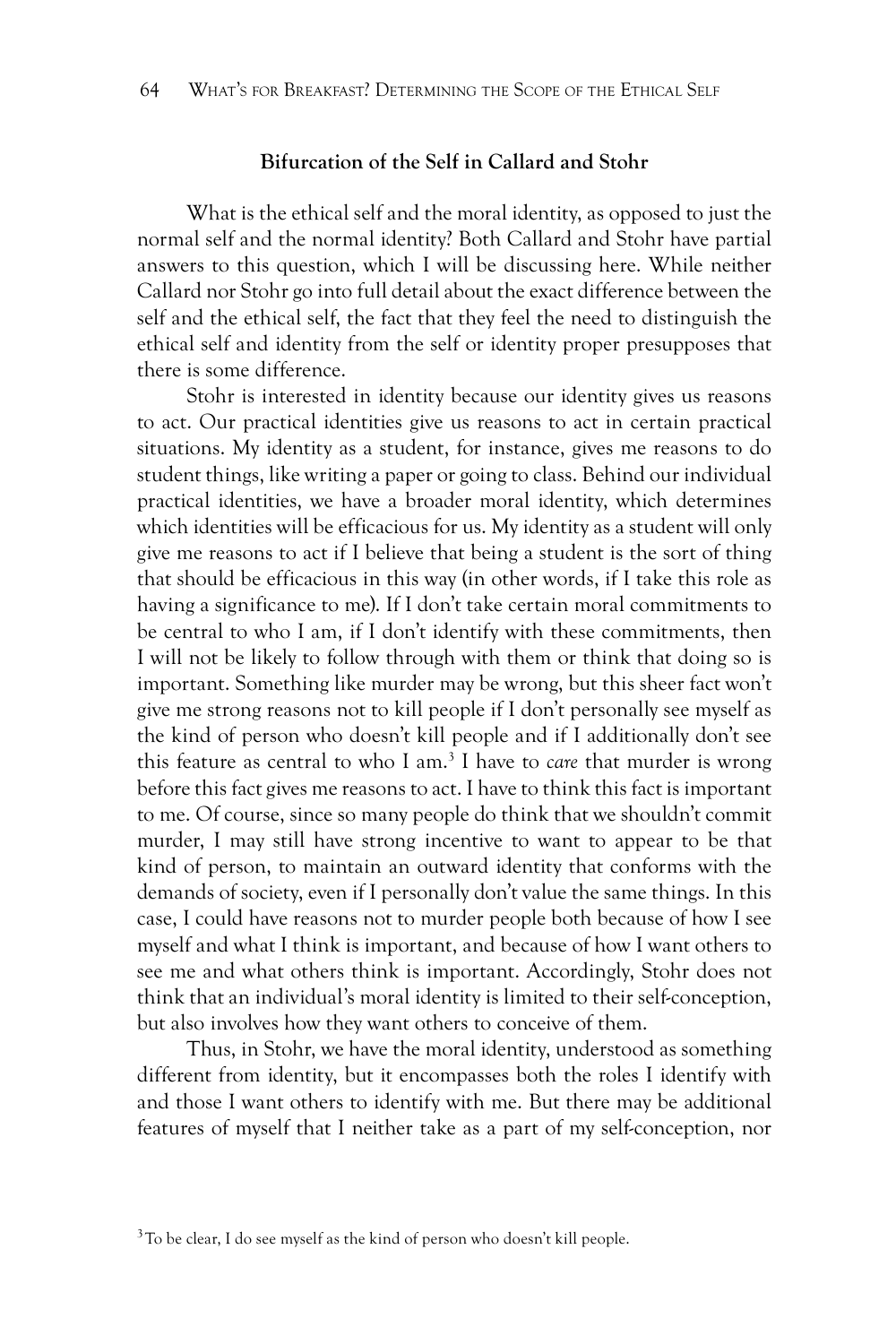## Bifurcation of the Self in Callard and Stohr

What is the ethical self and the moral identity, as opposed to just the normal self and the normal identity? Both Callard and Stohr have partial answers to this question, which I will be discussing here. While neither Callard nor Stohr go into full detail about the exact difference between the self and the ethical self, the fact that they feel the need to distinguish the ethical self and identity from the self or identity proper presupposes that there is some difference.

Stohr is interested in identity because our identity gives us reasons to act. Our practical identities give us reasons to act in certain practical situations. My identity as a student, for instance, gives me reasons to do student things, like writing a paper or going to class. Behind our individual practical identities, we have a broader moral identity, which determines which identities will be efficacious for us. My identity as a student will only give me reasons to act if I believe that being a student is the sort of thing that should be efficacious in this way (in other words, if I take this role as having a significance to me). If I don't take certain moral commitments to be central to who I am, if I don't identify with these commitments, then I will not be likely to follow through with them or think that doing so is important. Something like murder may be wrong, but this sheer fact won't give me strong reasons not to kill people if I don't personally see myself as the kind of person who doesn't kill people and if I additionally don't see this feature as central to who I am.[3] I have to *care* that murder is wrong before this fact gives me reasons to act. I have to think this fact is important to me. Of course, since so many people do think that we shouldn't commit murder, I may still have strong incentive to want to appear to be that kind of person, to maintain an outward identity that conforms with the demands of society, even if I personally don't value the same things. In this case, I could have reasons not to murder people both because of how I see myself and what I think is important, and because of how I want others to see me and what others think is important. Accordingly, Stohr does not think that an individual's moral identity is limited to their self-conception, but also involves how they want others to conceive of them.

Thus, in Stohr, we have the moral identity, understood as something different from identity, but it encompasses both the roles I identify with and those I want others to identify with me. But there may be additional features of myself that I neither take as a part of my self-conception, nor

[3] To be clear, I do see myself as the kind of person who doesn't kill people.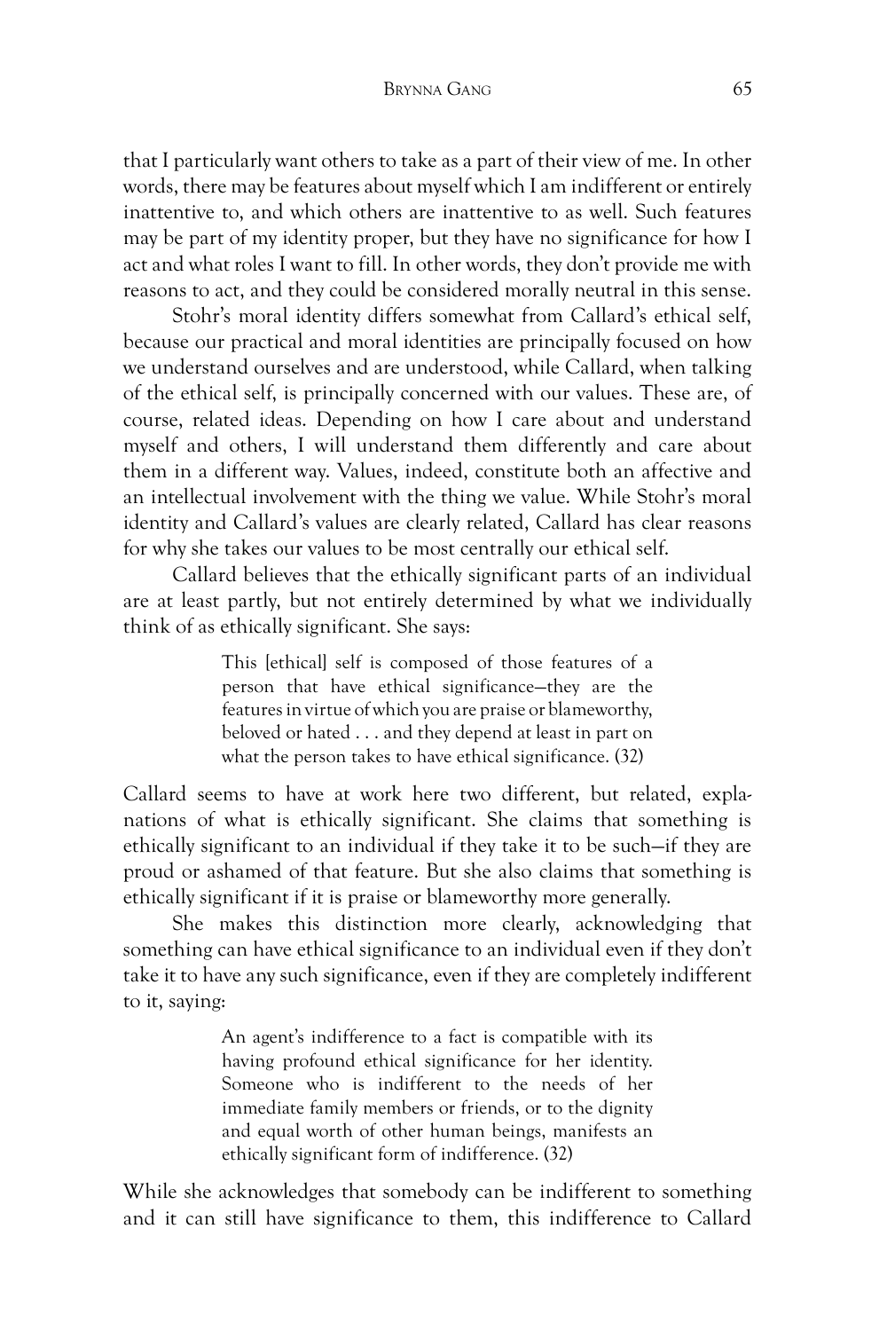that I particularly want others to take as a part of their view of me. In other words, there may be features about myself which I am indifferent or entirely inattentive to, and which others are inattentive to as well. Such features may be part of my identity proper, but they have no significance for how I act and what roles I want to fill. In other words, they don't provide me with reasons to act, and they could be considered morally neutral in this sense.

Stohr's moral identity differs somewhat from Callard's ethical self, because our practical and moral identities are principally focused on how we understand ourselves and are understood, while Callard, when talking of the ethical self, is principally concerned with our values. These are, of course, related ideas. Depending on how I care about and understand myself and others, I will understand them differently and care about them in a different way. Values, indeed, constitute both an affective and an intellectual involvement with the thing we value. While Stohr's moral identity and Callard's values are clearly related, Callard has clear reasons for why she takes our values to be most centrally our ethical self.

Callard believes that the ethically significant parts of an individual are at least partly, but not entirely determined by what we individually think of as ethically significant. She says:

> This [ethical] self is composed of those features of a person that have ethical significance—they are the features in virtue of which you are praise or blameworthy, beloved or hated . . . and they depend at least in part on what the person takes to have ethical significance. (32)

Callard seems to have at work here two different, but related, explanations of what is ethically significant. She claims that something is ethically significant to an individual if they take it to be such—if they are proud or ashamed of that feature. But she also claims that something is ethically significant if it is praise or blameworthy more generally.

She makes this distinction more clearly, acknowledging that something can have ethical significance to an individual even if they don't take it to have any such significance, even if they are completely indifferent to it, saying:

> An agent's indifference to a fact is compatible with its having profound ethical significance for her identity. Someone who is indifferent to the needs of her immediate family members or friends, or to the dignity and equal worth of other human beings, manifests an ethically significant form of indifference. (32)

While she acknowledges that somebody can be indifferent to something and it can still have significance to them, this indifference to Callard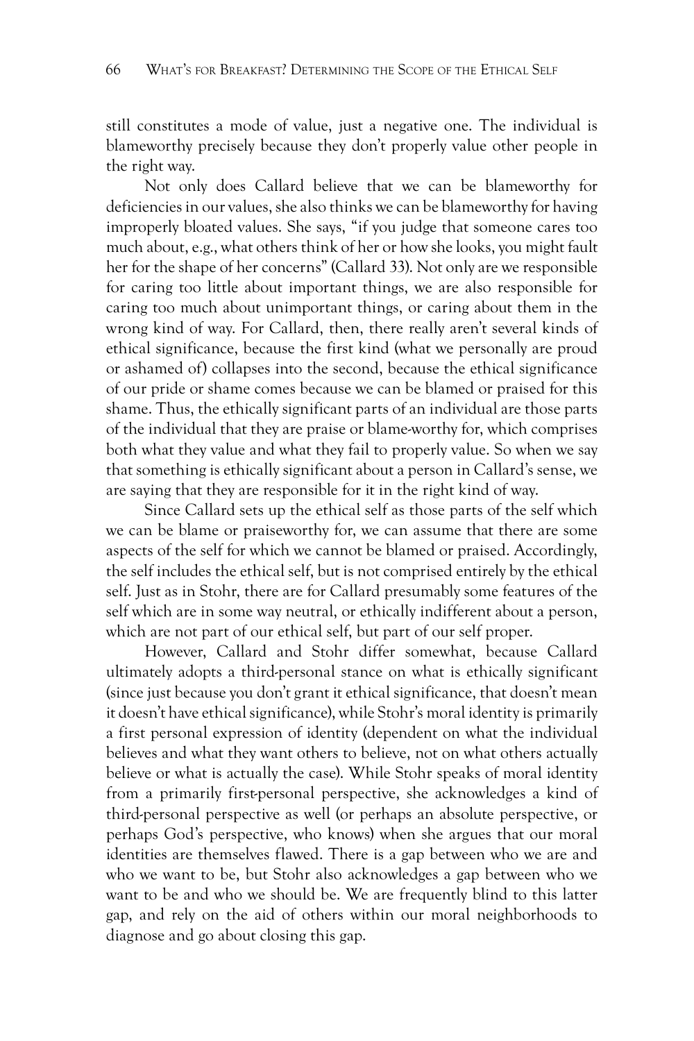still constitutes a mode of value, just a negative one. The individual is blameworthy precisely because they don't properly value other people in the right way.

Not only does Callard believe that we can be blameworthy for deficiencies in our values, she also thinks we can be blameworthy for having improperly bloated values. She says, "if you judge that someone cares too much about, e.g., what others think of her or how she looks, you might fault her for the shape of her concerns" (Callard 33). Not only are we responsible for caring too little about important things, we are also responsible for caring too much about unimportant things, or caring about them in the wrong kind of way. For Callard, then, there really aren't several kinds of ethical significance, because the first kind (what we personally are proud or ashamed of) collapses into the second, because the ethical significance of our pride or shame comes because we can be blamed or praised for this shame. Thus, the ethically significant parts of an individual are those parts of the individual that they are praise or blame-worthy for, which comprises both what they value and what they fail to properly value. So when we say that something is ethically significant about a person in Callard's sense, we are saying that they are responsible for it in the right kind of way.

Since Callard sets up the ethical self as those parts of the self which we can be blame or praiseworthy for, we can assume that there are some aspects of the self for which we cannot be blamed or praised. Accordingly, the self includes the ethical self, but is not comprised entirely by the ethical self. Just as in Stohr, there are for Callard presumably some features of the self which are in some way neutral, or ethically indifferent about a person, which are not part of our ethical self, but part of our self proper.

However, Callard and Stohr differ somewhat, because Callard ultimately adopts a third-personal stance on what is ethically significant (since just because you don't grant it ethical significance, that doesn't mean it doesn't have ethical significance), while Stohr's moral identity is primarily a first personal expression of identity (dependent on what the individual believes and what they want others to believe, not on what others actually believe or what is actually the case). While Stohr speaks of moral identity from a primarily first-personal perspective, she acknowledges a kind of third-personal perspective as well (or perhaps an absolute perspective, or perhaps God's perspective, who knows) when she argues that our moral identities are themselves flawed. There is a gap between who we are and who we want to be, but Stohr also acknowledges a gap between who we want to be and who we should be. We are frequently blind to this latter gap, and rely on the aid of others within our moral neighborhoods to diagnose and go about closing this gap.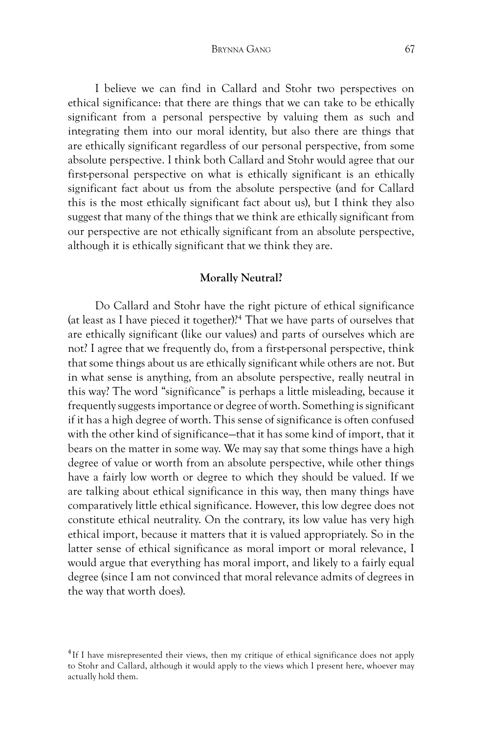I believe we can find in Callard and Stohr two perspectives on ethical significance: that there are things that we can take to be ethically significant from a personal perspective by valuing them as such and integrating them into our moral identity, but also there are things that are ethically significant regardless of our personal perspective, from some absolute perspective. I think both Callard and Stohr would agree that our first-personal perspective on what is ethically significant is an ethically significant fact about us from the absolute perspective (and for Callard this is the most ethically significant fact about us), but I think they also suggest that many of the things that we think are ethically significant from our perspective are not ethically significant from an absolute perspective, although it is ethically significant that we think they are.

## Morally Neutral?

Do Callard and Stohr have the right picture of ethical significance (at least as I have pieced it together)?[4] That we have parts of ourselves that are ethically significant (like our values) and parts of ourselves which are not? I agree that we frequently do, from a first-personal perspective, think that some things about us are ethically significant while others are not. But in what sense is anything, from an absolute perspective, really neutral in this way? The word "significance" is perhaps a little misleading, because it frequently suggests importance or degree of worth. Something is significant if it has a high degree of worth. This sense of significance is often confused with the other kind of significance—that it has some kind of import, that it bears on the matter in some way. We may say that some things have a high degree of value or worth from an absolute perspective, while other things have a fairly low worth or degree to which they should be valued. If we are talking about ethical significance in this way, then many things have comparatively little ethical significance. However, this low degree does not constitute ethical neutrality. On the contrary, its low value has very high ethical import, because it matters that it is valued appropriately. So in the latter sense of ethical significance as moral import or moral relevance, I would argue that everything has moral import, and likely to a fairly equal degree (since I am not convinced that moral relevance admits of degrees in the way that worth does).

[4] If I have misrepresented their views, then my critique of ethical significance does not apply to Stohr and Callard, although it would apply to the views which I present here, whoever may actually hold them.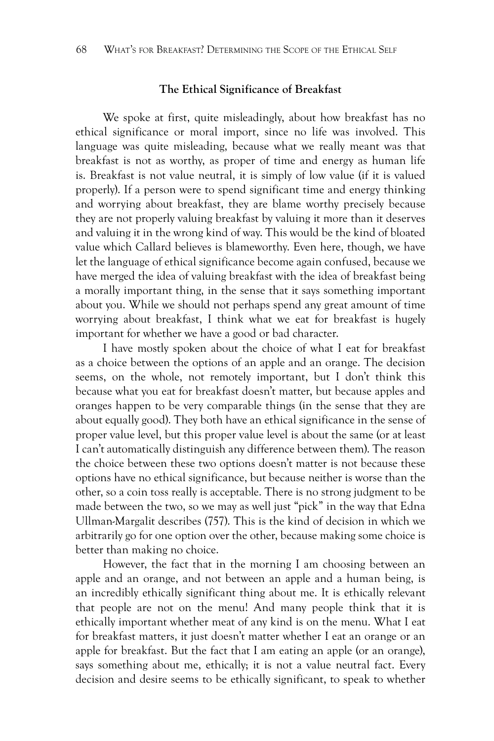### The Ethical Significance of Breakfast

We spoke at first, quite misleadingly, about how breakfast has no ethical significance or moral import, since no life was involved. This language was quite misleading, because what we really meant was that breakfast is not as worthy, as proper of time and energy as human life is. Breakfast is not value neutral, it is simply of low value (if it is valued properly). If a person were to spend significant time and energy thinking and worrying about breakfast, they are blame worthy precisely because they are not properly valuing breakfast by valuing it more than it deserves and valuing it in the wrong kind of way. This would be the kind of bloated value which Callard believes is blameworthy. Even here, though, we have let the language of ethical significance become again confused, because we have merged the idea of valuing breakfast with the idea of breakfast being a morally important thing, in the sense that it says something important about you. While we should not perhaps spend any great amount of time worrying about breakfast, I think what we eat for breakfast is hugely important for whether we have a good or bad character.

I have mostly spoken about the choice of what I eat for breakfast as a choice between the options of an apple and an orange. The decision seems, on the whole, not remotely important, but I don't think this because what you eat for breakfast doesn't matter, but because apples and oranges happen to be very comparable things (in the sense that they are about equally good). They both have an ethical significance in the sense of proper value level, but this proper value level is about the same (or at least I can't automatically distinguish any difference between them). The reason the choice between these two options doesn't matter is not because these options have no ethical significance, but because neither is worse than the other, so a coin toss really is acceptable. There is no strong judgment to be made between the two, so we may as well just "pick" in the way that Edna Ullman-Margalit describes (757). This is the kind of decision in which we arbitrarily go for one option over the other, because making some choice is better than making no choice.

However, the fact that in the morning I am choosing between an apple and an orange, and not between an apple and a human being, is an incredibly ethically significant thing about me. It is ethically relevant that people are not on the menu! And many people think that it is ethically important whether meat of any kind is on the menu. What I eat for breakfast matters, it just doesn't matter whether I eat an orange or an apple for breakfast. But the fact that I am eating an apple (or an orange), says something about me, ethically; it is not a value neutral fact. Every decision and desire seems to be ethically significant, to speak to whether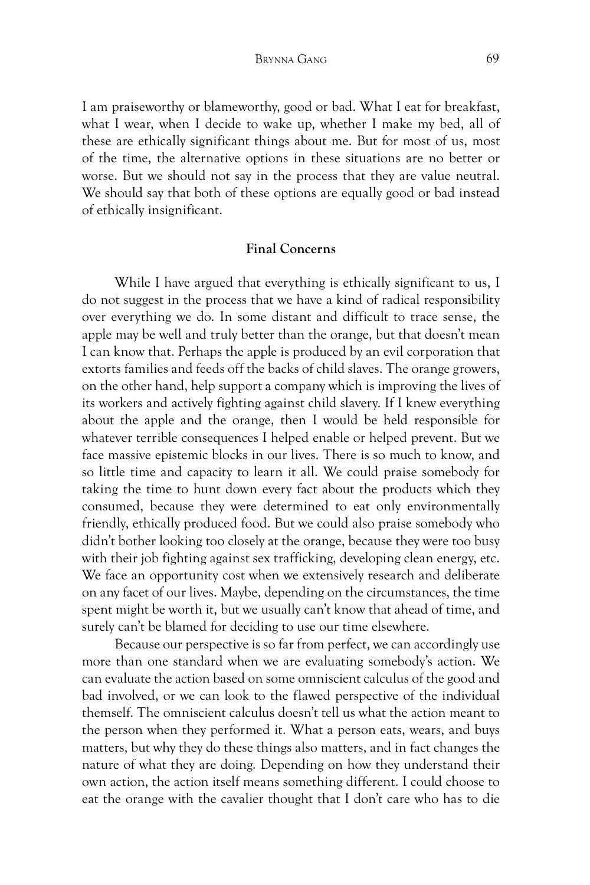I am praiseworthy or blameworthy, good or bad. What I eat for breakfast, what I wear, when I decide to wake up, whether I make my bed, all of these are ethically significant things about me. But for most of us, most of the time, the alternative options in these situations are no better or worse. But we should not say in the process that they are value neutral. We should say that both of these options are equally good or bad instead of ethically insignificant.

### Final Concerns

While I have argued that everything is ethically significant to us, I do not suggest in the process that we have a kind of radical responsibility over everything we do. In some distant and difficult to trace sense, the apple may be well and truly better than the orange, but that doesn't mean I can know that. Perhaps the apple is produced by an evil corporation that extorts families and feeds off the backs of child slaves. The orange growers, on the other hand, help support a company which is improving the lives of its workers and actively fighting against child slavery. If I knew everything about the apple and the orange, then I would be held responsible for whatever terrible consequences I helped enable or helped prevent. But we face massive epistemic blocks in our lives. There is so much to know, and so little time and capacity to learn it all. We could praise somebody for taking the time to hunt down every fact about the products which they consumed, because they were determined to eat only environmentally friendly, ethically produced food. But we could also praise somebody who didn't bother looking too closely at the orange, because they were too busy with their job fighting against sex trafficking, developing clean energy, etc. We face an opportunity cost when we extensively research and deliberate on any facet of our lives. Maybe, depending on the circumstances, the time spent might be worth it, but we usually can't know that ahead of time, and surely can't be blamed for deciding to use our time elsewhere.

Because our perspective is so far from perfect, we can accordingly use more than one standard when we are evaluating somebody's action. We can evaluate the action based on some omniscient calculus of the good and bad involved, or we can look to the flawed perspective of the individual themself. The omniscient calculus doesn't tell us what the action meant to the person when they performed it. What a person eats, wears, and buys matters, but why they do these things also matters, and in fact changes the nature of what they are doing. Depending on how they understand their own action, the action itself means something different. I could choose to eat the orange with the cavalier thought that I don't care who has to die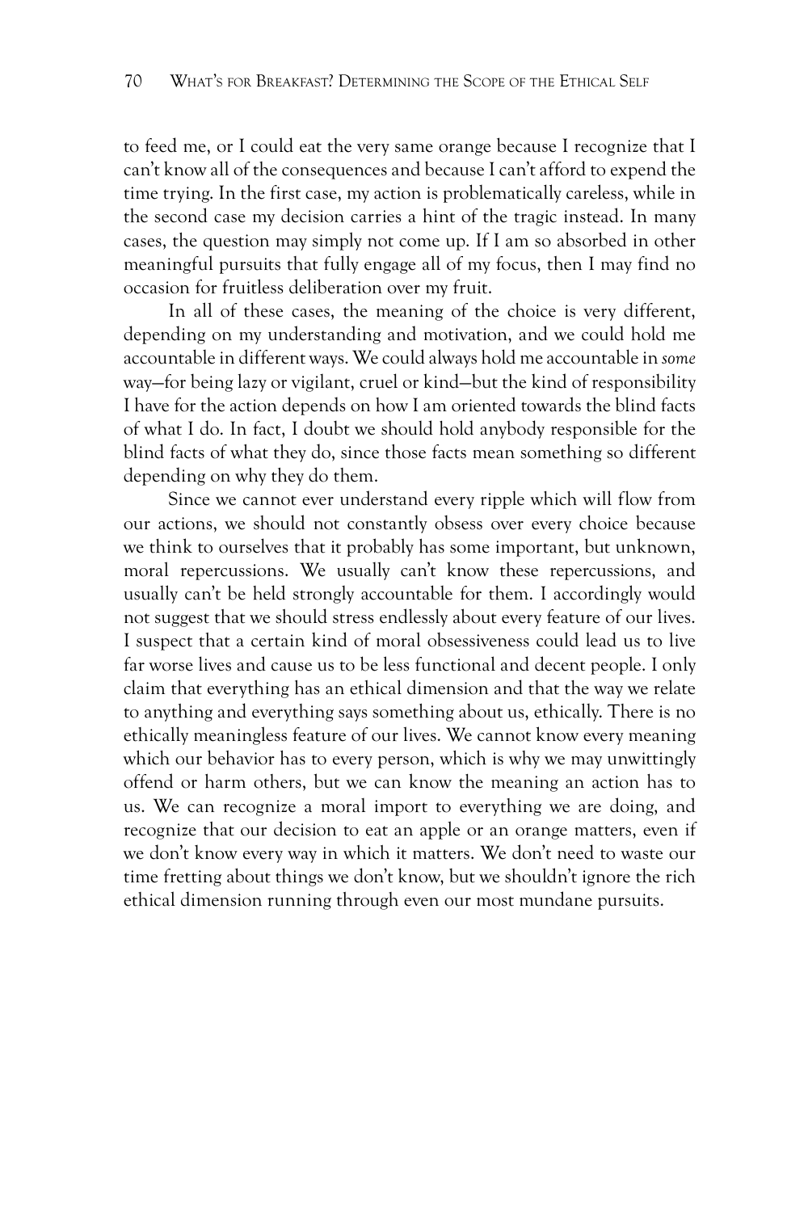to feed me, or I could eat the very same orange because I recognize that I can't know all of the consequences and because I can't afford to expend the time trying. In the first case, my action is problematically careless, while in the second case my decision carries a hint of the tragic instead. In many cases, the question may simply not come up. If I am so absorbed in other meaningful pursuits that fully engage all of my focus, then I may find no occasion for fruitless deliberation over my fruit.

In all of these cases, the meaning of the choice is very different, depending on my understanding and motivation, and we could hold me accountable in different ways. We could always hold me accountable in *some* way—for being lazy or vigilant, cruel or kind—but the kind of responsibility I have for the action depends on how I am oriented towards the blind facts of what I do. In fact, I doubt we should hold anybody responsible for the blind facts of what they do, since those facts mean something so different depending on why they do them.

Since we cannot ever understand every ripple which will flow from our actions, we should not constantly obsess over every choice because we think to ourselves that it probably has some important, but unknown, moral repercussions. We usually can't know these repercussions, and usually can't be held strongly accountable for them. I accordingly would not suggest that we should stress endlessly about every feature of our lives. I suspect that a certain kind of moral obsessiveness could lead us to live far worse lives and cause us to be less functional and decent people. I only claim that everything has an ethical dimension and that the way we relate to anything and everything says something about us, ethically. There is no ethically meaningless feature of our lives. We cannot know every meaning which our behavior has to every person, which is why we may unwittingly offend or harm others, but we can know the meaning an action has to us. We can recognize a moral import to everything we are doing, and recognize that our decision to eat an apple or an orange matters, even if we don't know every way in which it matters. We don't need to waste our time fretting about things we don't know, but we shouldn't ignore the rich ethical dimension running through even our most mundane pursuits.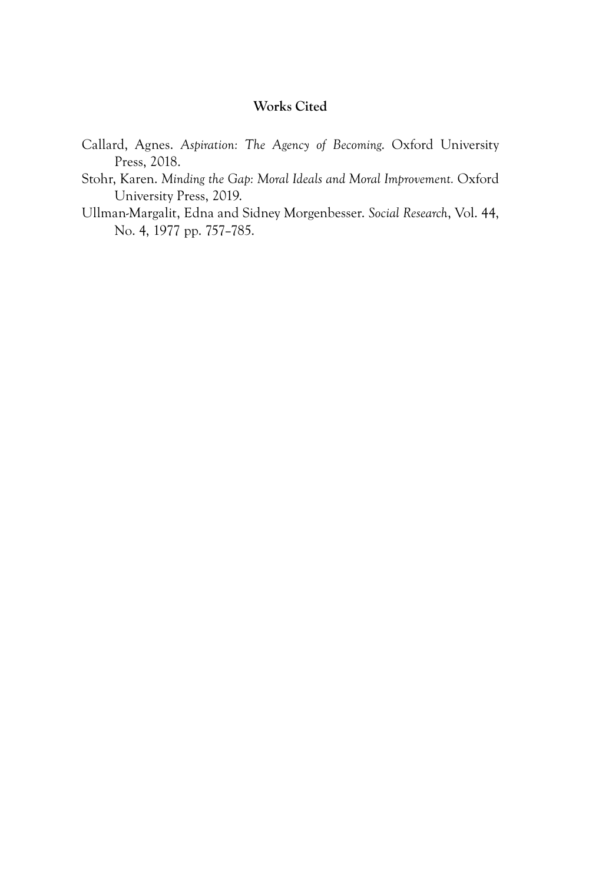## Works Cited

Callard, Agnes. *Aspiration: The Agency of Becoming*. Oxford University Press, 2018.

Stohr, Karen. *Minding the Gap: Moral Ideals and Moral Improvement*. Oxford University Press, 2019.

Ullman-Margalit, Edna and Sidney Morgenbesser. *Social Research*, Vol. 44, No. 4, 1977 pp. 757–785.